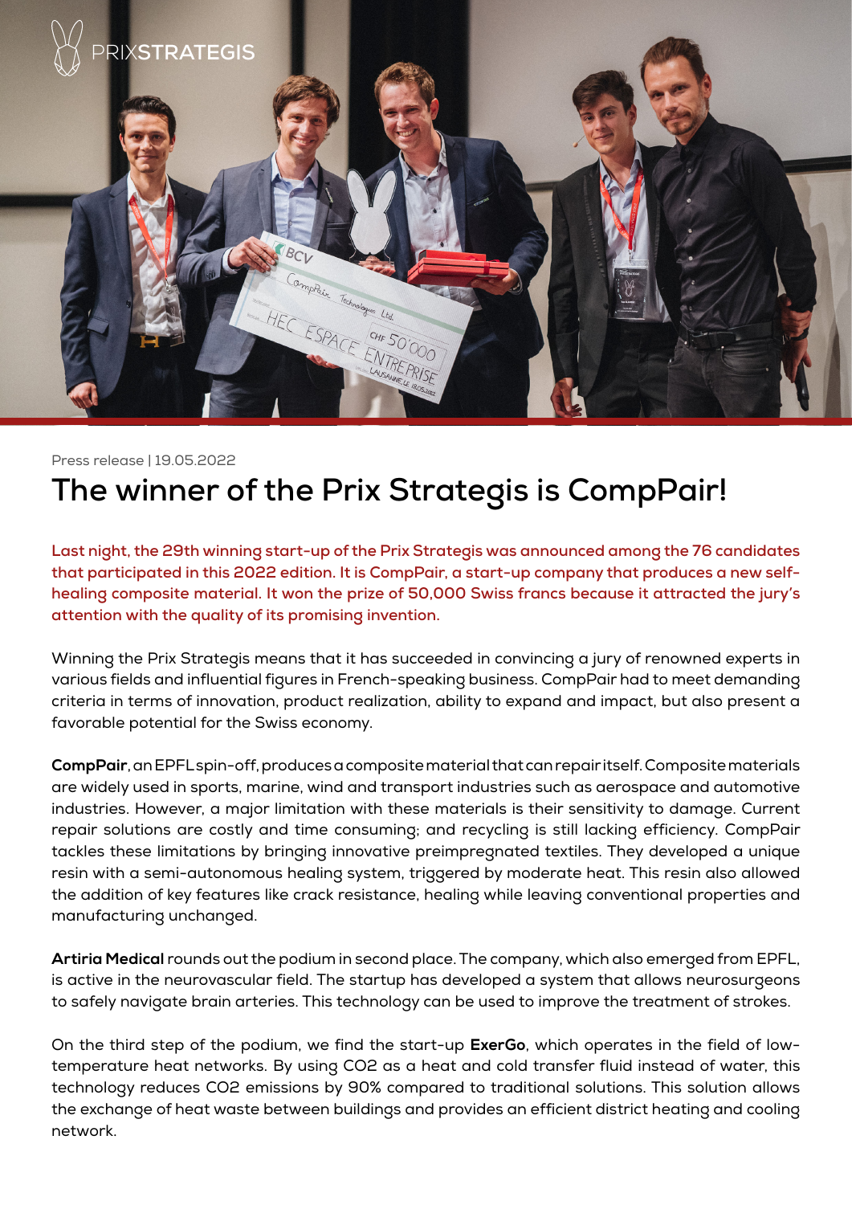PRIXSTRATEGIS

Press release | 19.05.2022

# The winner of the Prix Strategis is CompPair!

**Last night, the 29th winning start-up of the Prix Strategis was announced among the 76 candidates that participated in this 2022 edition. It is CompPair, a start-up company that produces a new self-healing composite material. It won the prize of 50,000 Swiss francs because it attracted the jury's attention with the quality of its promising invention.**

Winning the Prix Strategis means that it has succeeded in convincing a jury of renowned experts in various fields and influential figures in French-speaking business. CompPair had to meet demanding criteria in terms of innovation, product realization, ability to expand and impact, but also present a favorable potential for the Swiss economy.

**CompPair**, an EPFL spin-off, produces a composite material that can repair itself. Composite materials are widely used in sports, marine, wind and transport industries such as aerospace and automotive industries. However, a major limitation with these materials is their sensitivity to damage. Current repair solutions are costly and time consuming; and recycling is still lacking efficiency. CompPair tackles these limitations by bringing innovative preimpregnated textiles. They developed a unique resin with a semi-autonomous healing system, triggered by moderate heat. This resin also allowed the addition of key features like crack resistance, healing while leaving conventional properties and manufacturing unchanged.

**Artiria Medical** rounds out the podium in second place. The company, which also emerged from EPFL, is active in the neurovascular field. The startup has developed a system that allows neurosurgeons to safely navigate brain arteries. This technology can be used to improve the treatment of strokes.

On the third step of the podium, we find the start-up **ExerGo**, which operates in the field of low-temperature heat networks. By using $CO_2$ as a heat and cold transfer fluid instead of water, this technology reduces $CO_2$ emissions by 90% compared to traditional solutions. This solution allows the exchange of heat waste between buildings and provides an efficient district heating and cooling network.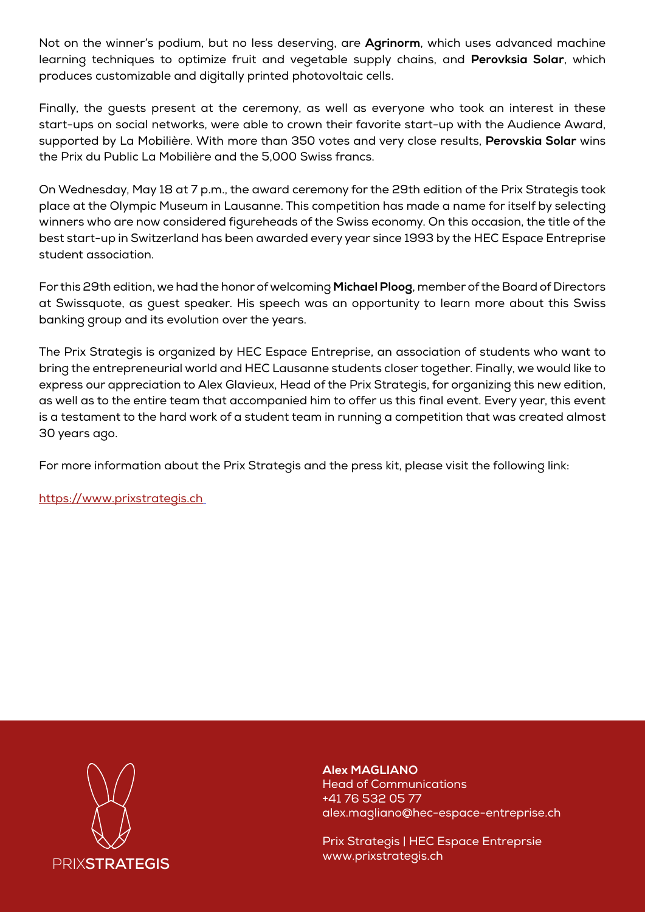Not on the winner's podium, but no less deserving, are **Agrinorm**, which uses advanced machine learning techniques to optimize fruit and vegetable supply chains, and **Perovksia Solar**, which produces customizable and digitally printed photovoltaic cells.

Finally, the guests present at the ceremony, as well as everyone who took an interest in these start-ups on social networks, were able to crown their favorite start-up with the Audience Award, supported by La Mobilière. With more than 350 votes and very close results, **Perovskia Solar** wins the Prix du Public La Mobilière and the 5,000 Swiss francs.

On Wednesday, May 18 at 7 p.m., the award ceremony for the 29th edition of the Prix Strategis took place at the Olympic Museum in Lausanne. This competition has made a name for itself by selecting winners who are now considered figureheads of the Swiss economy. On this occasion, the title of the best start-up in Switzerland has been awarded every year since 1993 by the HEC Espace Entreprise student association.

For this 29th edition, we had the honor of welcoming **Michael Ploog**, member of the Board of Directors at Swissquote, as guest speaker. His speech was an opportunity to learn more about this Swiss banking group and its evolution over the years.

The Prix Strategis is organized by HEC Espace Entreprise, an association of students who want to bring the entrepreneurial world and HEC Lausanne students closer together. Finally, we would like to express our appreciation to Alex Glavieux, Head of the Prix Strategis, for organizing this new edition, as well as to the entire team that accompanied him to offer us this final event. Every year, this event is a testament to the hard work of a student team in running a competition that was created almost 30 years ago.

For more information about the Prix Strategis and the press kit, please visit the following link:

https://www.prixstrategis.ch

PRIX**STRATEGIS**

**Alex MAGLIANO**
Head of Communications
+41 76 532 05 77
alex.magliano@hec-espace-entreprise.ch

Prix Strategis | HEC Espace Entreprsie
www.prixstrategis.ch